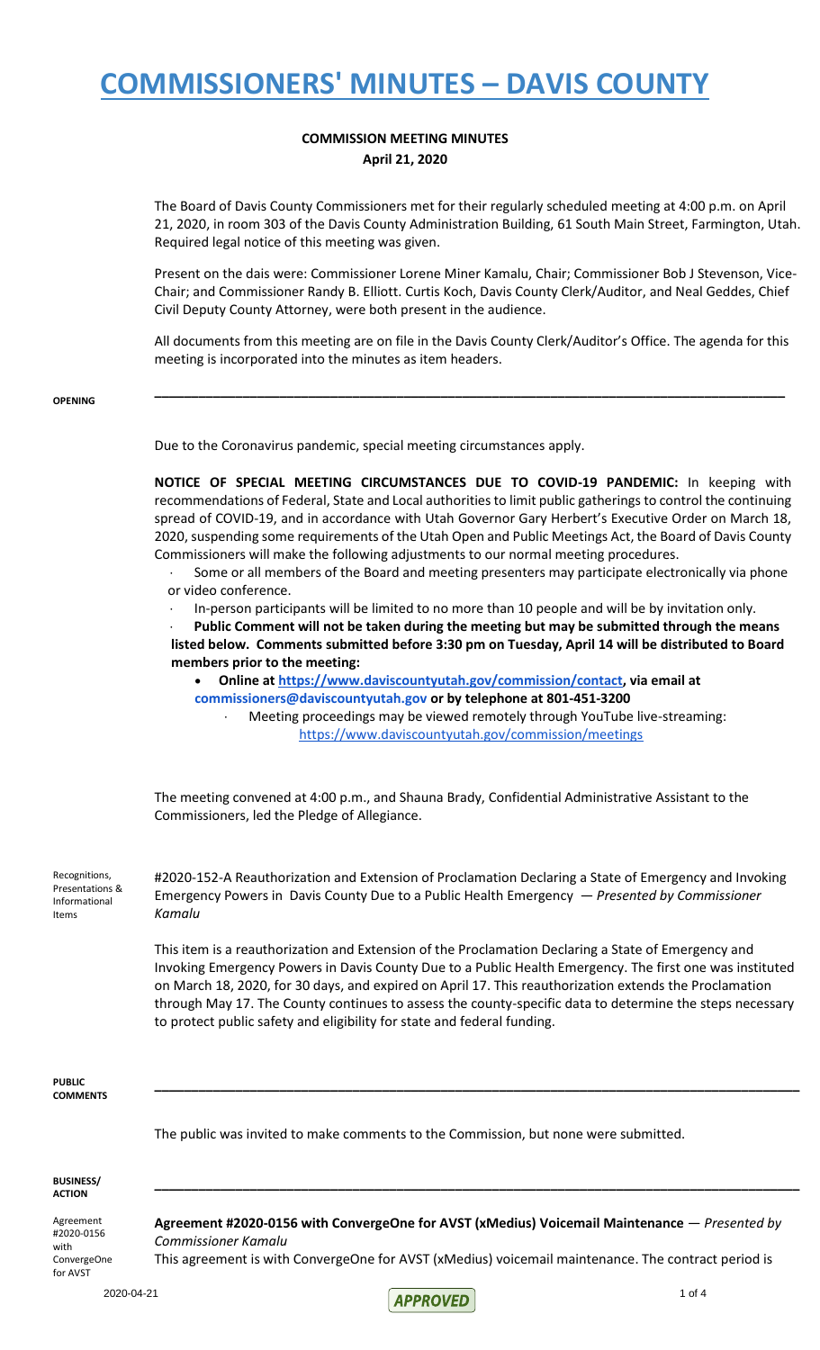# COMMISSIONERS' MINUTES – DAVIS COUNTY

**COMMISSION MEETING MINUTES**
**April 21, 2020**

The Board of Davis County Commissioners met for their regularly scheduled meeting at 4:00 p.m. on April 21, 2020, in room 303 of the Davis County Administration Building, 61 South Main Street, Farmington, Utah. Required legal notice of this meeting was given.

Present on the dais were: Commissioner Lorene Miner Kamalu, Chair; Commissioner Bob J Stevenson, Vice-Chair; and Commissioner Randy B. Elliott. Curtis Koch, Davis County Clerk/Auditor, and Neal Geddes, Chief Civil Deputy County Attorney, were both present in the audience.

All documents from this meeting are on file in the Davis County Clerk/Auditor's Office. The agenda for this meeting is incorporated into the minutes as item headers.

**OPENING**

Due to the Coronavirus pandemic, special meeting circumstances apply.

**NOTICE OF SPECIAL MEETING CIRCUMSTANCES DUE TO COVID-19 PANDEMIC:** In keeping with recommendations of Federal, State and Local authorities to limit public gatherings to control the continuing spread of COVID-19, and in accordance with Utah Governor Gary Herbert's Executive Order on March 18, 2020, suspending some requirements of the Utah Open and Public Meetings Act, the Board of Davis County Commissioners will make the following adjustments to our normal meeting procedures.

- Some or all members of the Board and meeting presenters may participate electronically via phone or video conference.
- In-person participants will be limited to no more than 10 people and will be by invitation only.
- **Public Comment will not be taken during the meeting but may be submitted through the means listed below. Comments submitted before 3:30 pm on Tuesday, April 14 will be distributed to Board members prior to the meeting:**
  - **Online at https://www.daviscountyutah.gov/commission/contact, via email at commissioners@daviscountyutah.gov or by telephone at 801-451-3200**
  - Meeting proceedings may be viewed remotely through YouTube live-streaming: https://www.daviscountyutah.gov/commission/meetings

The meeting convened at 4:00 p.m., and Shauna Brady, Confidential Administrative Assistant to the Commissioners, led the Pledge of Allegiance.

Recognitions, Presentations & Informational Items

#2020-152-A Reauthorization and Extension of Proclamation Declaring a State of Emergency and Invoking Emergency Powers in Davis County Due to a Public Health Emergency — *Presented by Commissioner Kamalu*

This item is a reauthorization and Extension of the Proclamation Declaring a State of Emergency and Invoking Emergency Powers in Davis County Due to a Public Health Emergency. The first one was instituted on March 18, 2020, for 30 days, and expired on April 17. This reauthorization extends the Proclamation through May 17. The County continues to assess the county-specific data to determine the steps necessary to protect public safety and eligibility for state and federal funding.

**PUBLIC COMMENTS**

The public was invited to make comments to the Commission, but none were submitted.

**BUSINESS/ ACTION**

Agreement #2020-0156 with ConvergeOne for AVST

**Agreement #2020-0156 with ConvergeOne for AVST (xMedius) Voicemail Maintenance** — *Presented by Commissioner Kamalu*

This agreement is with ConvergeOne for AVST (xMedius) voicemail maintenance. The contract period is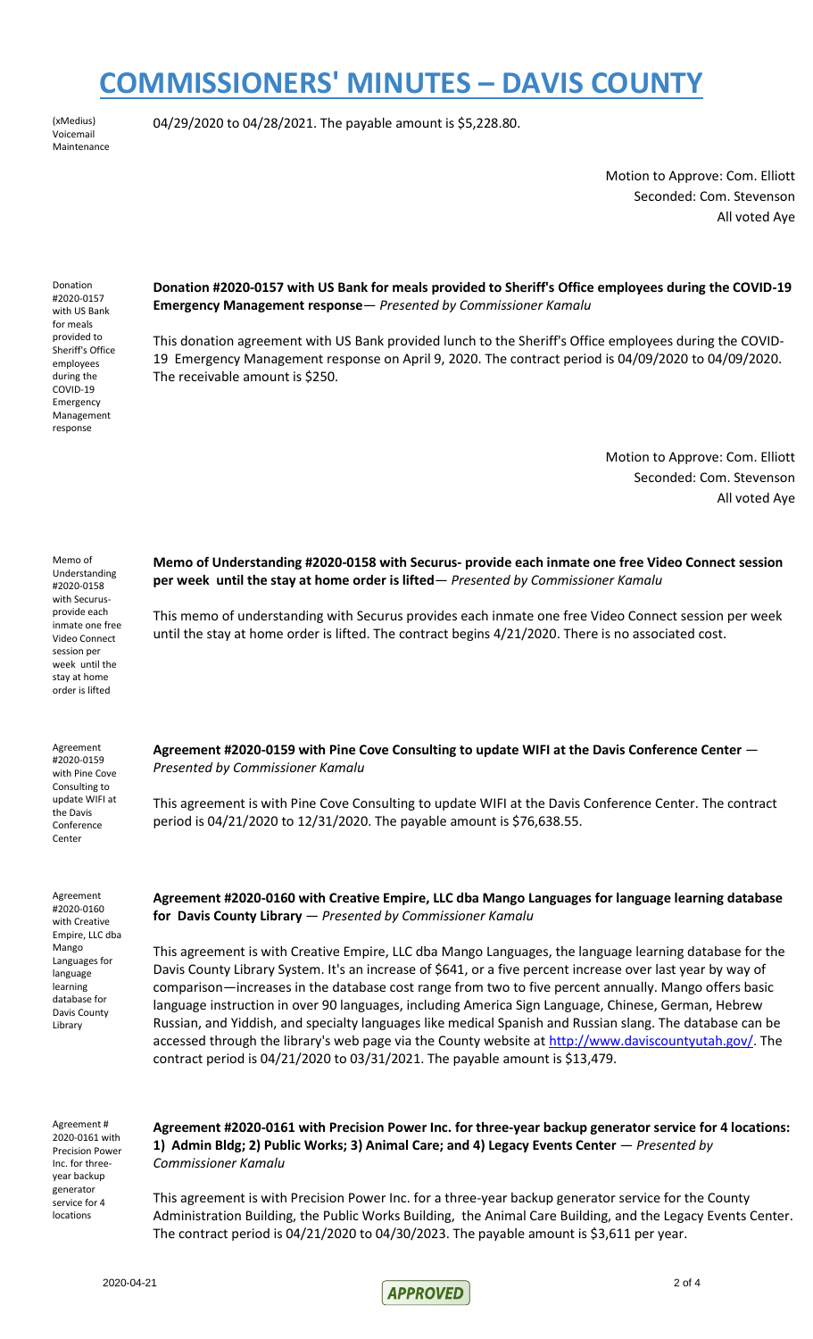# COMMISSIONERS' MINUTES – DAVIS COUNTY

(xMedius) Voicemail Maintenance

04/29/2020 to 04/28/2021. The payable amount is $5,228.80.

Motion to Approve: Com. Elliott
Seconded: Com. Stevenson
All voted Aye

Donation #2020-0157 with US Bank for meals provided to Sheriff's Office employees during the COVID-19 Emergency Management response

**Donation #2020-0157 with US Bank for meals provided to Sheriff's Office employees during the COVID-19 Emergency Management response**— *Presented by Commissioner Kamalu*

This donation agreement with US Bank provided lunch to the Sheriff's Office employees during the COVID-19 Emergency Management response on April 9, 2020. The contract period is 04/09/2020 to 04/09/2020. The receivable amount is $250.

Motion to Approve: Com. Elliott
Seconded: Com. Stevenson
All voted Aye

Memo of Understanding #2020-0158 with Securus- provide each inmate one free Video Connect session per week until the stay at home order is lifted

**Memo of Understanding #2020-0158 with Securus- provide each inmate one free Video Connect session per week until the stay at home order is lifted**— *Presented by Commissioner Kamalu*

This memo of understanding with Securus provides each inmate one free Video Connect session per week until the stay at home order is lifted. The contract begins 4/21/2020. There is no associated cost.

Agreement #2020-0159 with Pine Cove Consulting to update WIFI at the Davis Conference Center

**Agreement #2020-0159 with Pine Cove Consulting to update WIFI at the Davis Conference Center** — *Presented by Commissioner Kamalu*

This agreement is with Pine Cove Consulting to update WIFI at the Davis Conference Center. The contract period is 04/21/2020 to 12/31/2020. The payable amount is $76,638.55.

Agreement #2020-0160 with Creative Empire, LLC dba Mango Languages for language learning database for Davis County Library

**Agreement #2020-0160 with Creative Empire, LLC dba Mango Languages for language learning database for Davis County Library** — *Presented by Commissioner Kamalu*

This agreement is with Creative Empire, LLC dba Mango Languages, the language learning database for the Davis County Library System. It's an increase of $641, or a five percent increase over last year by way of comparison—increases in the database cost range from two to five percent annually. Mango offers basic language instruction in over 90 languages, including America Sign Language, Chinese, German, Hebrew Russian, and Yiddish, and specialty languages like medical Spanish and Russian slang. The database can be accessed through the library's web page via the County website at http://www.daviscountyutah.gov/. The contract period is 04/21/2020 to 03/31/2021. The payable amount is $13,479.

Agreement # 2020-0161 with Precision Power Inc. for three-year backup generator service for 4 locations

**Agreement #2020-0161 with Precision Power Inc. for three-year backup generator service for 4 locations: 1) Admin Bldg; 2) Public Works; 3) Animal Care; and 4) Legacy Events Center** — *Presented by Commissioner Kamalu*

This agreement is with Precision Power Inc. for a three-year backup generator service for the County Administration Building, the Public Works Building, the Animal Care Building, and the Legacy Events Center. The contract period is 04/21/2020 to 04/30/2023. The payable amount is $3,611 per year.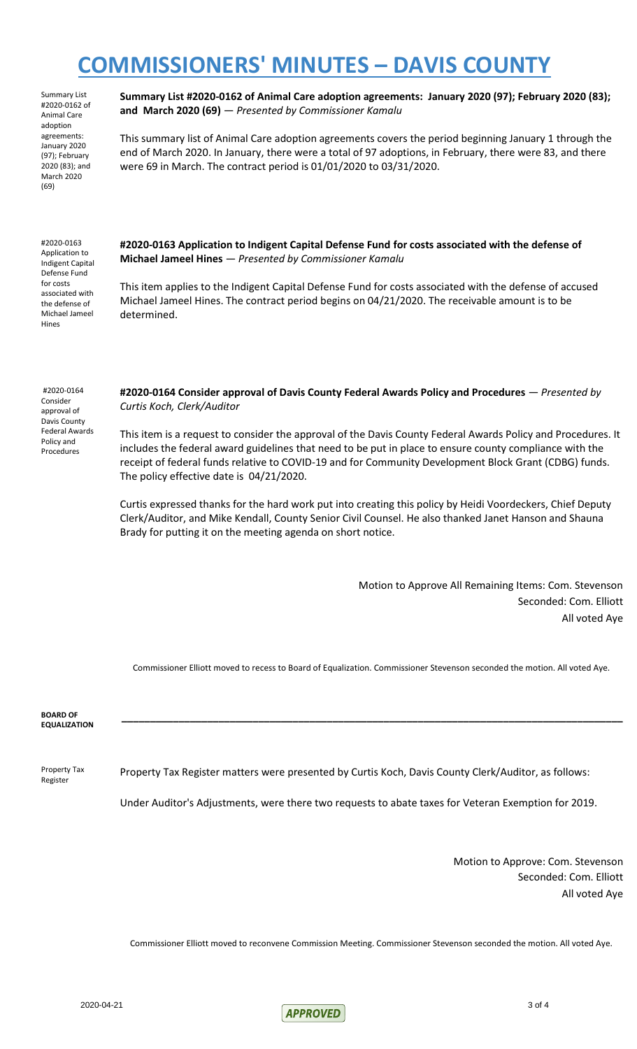# COMMISSIONERS' MINUTES – DAVIS COUNTY

Summary List #2020-0162 of Animal Care adoption agreements: January 2020 (97); February 2020 (83); and March 2020 (69)

**Summary List #2020-0162 of Animal Care adoption agreements: January 2020 (97); February 2020 (83); and March 2020 (69)** — *Presented by Commissioner Kamalu*

This summary list of Animal Care adoption agreements covers the period beginning January 1 through the end of March 2020. In January, there were a total of 97 adoptions, in February, there were 83, and there were 69 in March. The contract period is 01/01/2020 to 03/31/2020.

#2020-0163 Application to Indigent Capital Defense Fund for costs associated with the defense of Michael Jameel Hines

**#2020-0163 Application to Indigent Capital Defense Fund for costs associated with the defense of Michael Jameel Hines** — *Presented by Commissioner Kamalu*

This item applies to the Indigent Capital Defense Fund for costs associated with the defense of accused Michael Jameel Hines. The contract period begins on 04/21/2020. The receivable amount is to be determined.

#2020-0164 Consider approval of Davis County Federal Awards Policy and Procedures

**#2020-0164 Consider approval of Davis County Federal Awards Policy and Procedures** — *Presented by Curtis Koch, Clerk/Auditor*

This item is a request to consider the approval of the Davis County Federal Awards Policy and Procedures. It includes the federal award guidelines that need to be put in place to ensure county compliance with the receipt of federal funds relative to COVID-19 and for Community Development Block Grant (CDBG) funds. The policy effective date is 04/21/2020.

Curtis expressed thanks for the hard work put into creating this policy by Heidi Voordeckers, Chief Deputy Clerk/Auditor, and Mike Kendall, County Senior Civil Counsel. He also thanked Janet Hanson and Shauna Brady for putting it on the meeting agenda on short notice.

Motion to Approve All Remaining Items: Com. Stevenson
Seconded: Com. Elliott
All voted Aye

Commissioner Elliott moved to recess to Board of Equalization. Commissioner Stevenson seconded the motion. All voted Aye.

**BOARD OF EQUALIZATION**

---

Property Tax Register

Property Tax Register matters were presented by Curtis Koch, Davis County Clerk/Auditor, as follows:

Under Auditor's Adjustments, were there two requests to abate taxes for Veteran Exemption for 2019.

Motion to Approve: Com. Stevenson
Seconded: Com. Elliott
All voted Aye

Commissioner Elliott moved to reconvene Commission Meeting. Commissioner Stevenson seconded the motion. All voted Aye.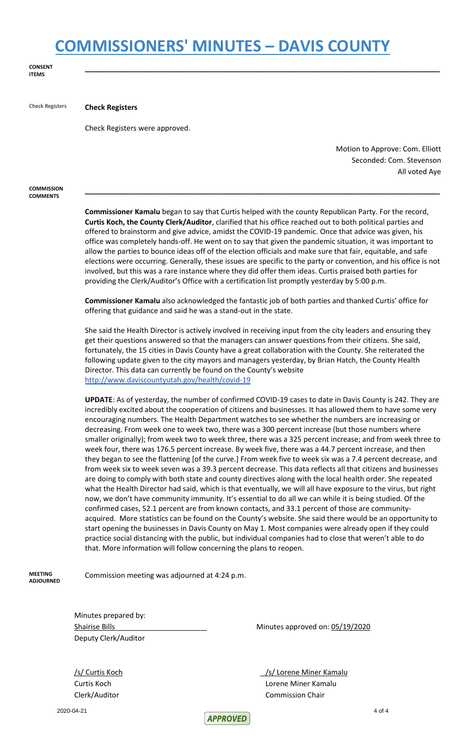# COMMISSIONERS' MINUTES – DAVIS COUNTY

**CONSENT ITEMS**

---

Check Registers

**Check Registers**

Check Registers were approved.

Motion to Approve: Com. Elliott
Seconded: Com. Stevenson
All voted Aye

**COMMISSION COMMENTS**

---

**Commissioner Kamalu** began to say that Curtis helped with the county Republican Party. For the record, **Curtis Koch, the County Clerk/Auditor**, clarified that his office reached out to both political parties and offered to brainstorm and give advice, amidst the COVID-19 pandemic. Once that advice was given, his office was completely hands-off. He went on to say that given the pandemic situation, it was important to allow the parties to bounce ideas off of the election officials and make sure that fair, equitable, and safe elections were occurring. Generally, these issues are specific to the party or convention, and his office is not involved, but this was a rare instance where they did offer them ideas. Curtis praised both parties for providing the Clerk/Auditor's Office with a certification list promptly yesterday by 5:00 p.m.

**Commissioner Kamalu** also acknowledged the fantastic job of both parties and thanked Curtis' office for offering that guidance and said he was a stand-out in the state.

She said the Health Director is actively involved in receiving input from the city leaders and ensuring they get their questions answered so that the managers can answer questions from their citizens. She said, fortunately, the 15 cities in Davis County have a great collaboration with the County. She reiterated the following update given to the city mayors and managers yesterday, by Brian Hatch, the County Health Director. This data can currently be found on the County's website http://www.daviscountyutah.gov/health/covid-19

**UPDATE**: As of yesterday, the number of confirmed COVID-19 cases to date in Davis County is 242. They are incredibly excited about the cooperation of citizens and businesses. It has allowed them to have some very encouraging numbers. The Health Department watches to see whether the numbers are increasing or decreasing. From week one to week two, there was a 300 percent increase (but those numbers where smaller originally); from week two to week three, there was a 325 percent increase; and from week three to week four, there was 176.5 percent increase. By week five, there was a 44.7 percent increase, and then they began to see the flattening [of the curve.] From week five to week six was a 7.4 percent decrease, and from week six to week seven was a 39.3 percent decrease. This data reflects all that citizens and businesses are doing to comply with both state and county directives along with the local health order. She repeated what the Health Director had said, which is that eventually, we will all have exposure to the virus, but right now, we don't have community immunity. It's essential to do all we can while it is being studied. Of the confirmed cases, 52.1 percent are from known contacts, and 33.1 percent of those are community-acquired. More statistics can be found on the County's website. She said there would be an opportunity to start opening the businesses in Davis County on May 1. Most companies were already open if they could practice social distancing with the public, but individual companies had to close that weren't able to do that. More information will follow concerning the plans to reopen.

**MEETING ADJOURNED**

Commission meeting was adjourned at 4:24 p.m.

Minutes prepared by:
Shairise Bills
Deputy Clerk/Auditor

Minutes approved on: 05/19/2020

/s/ Curtis Koch
Curtis Koch
Clerk/Auditor

/s/ Lorene Miner Kamalu
Lorene Miner Kamalu
Commission Chair

2020-04-21

APPROVED